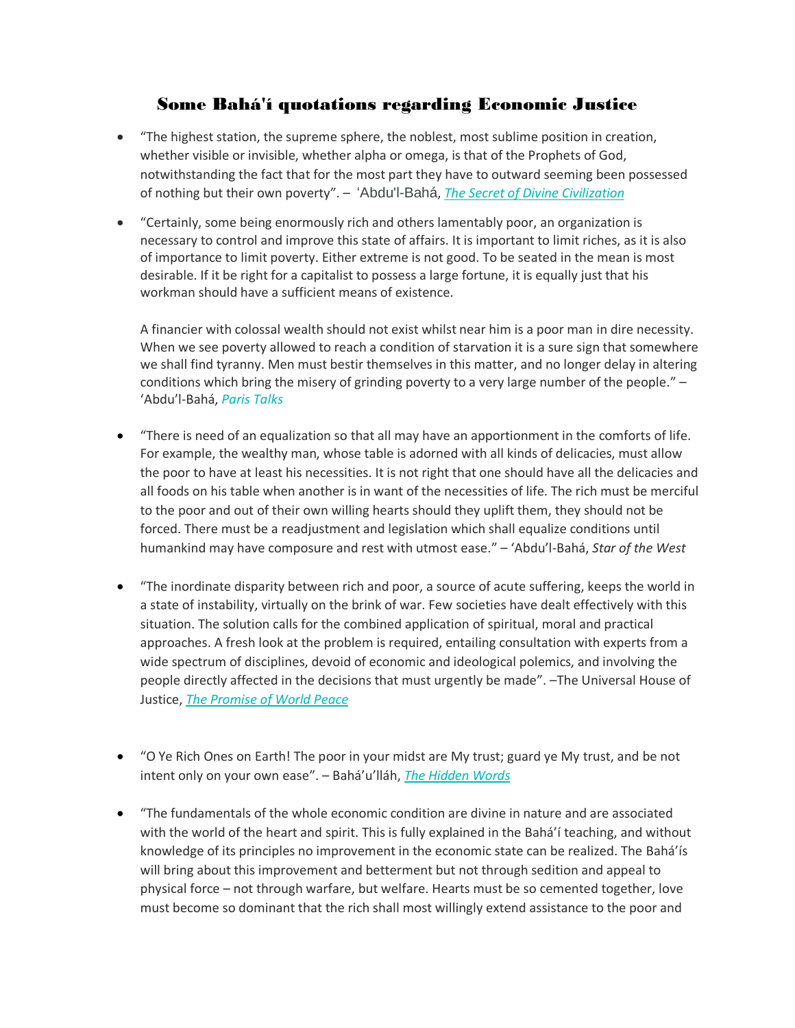# Some Bahá'í quotations regarding Economic Justice

- “The highest station, the supreme sphere, the noblest, most sublime position in creation, whether visible or invisible, whether alpha or omega, is that of the Prophets of God, notwithstanding the fact that for the most part they have to outward seeming been possessed of nothing but their own poverty”. – ʻAbdu'l-Bahá, *The Secret of Divine Civilization*

- “Certainly, some being enormously rich and others lamentably poor, an organization is necessary to control and improve this state of affairs. It is important to limit riches, as it is also of importance to limit poverty. Either extreme is not good. To be seated in the mean is most desirable. If it be right for a capitalist to possess a large fortune, it is equally just that his workman should have a sufficient means of existence.

  A financier with colossal wealth should not exist whilst near him is a poor man in dire necessity. When we see poverty allowed to reach a condition of starvation it is a sure sign that somewhere we shall find tyranny. Men must bestir themselves in this matter, and no longer delay in altering conditions which bring the misery of grinding poverty to a very large number of the people.” – ‘Abdu’l-Bahá, *Paris Talks*

- “There is need of an equalization so that all may have an apportionment in the comforts of life. For example, the wealthy man, whose table is adorned with all kinds of delicacies, must allow the poor to have at least his necessities. It is not right that one should have all the delicacies and all foods on his table when another is in want of the necessities of life. The rich must be merciful to the poor and out of their own willing hearts should they uplift them, they should not be forced. There must be a readjustment and legislation which shall equalize conditions until humankind may have composure and rest with utmost ease.” – ‘Abdu’l-Bahá, *Star of the West*

- “The inordinate disparity between rich and poor, a source of acute suffering, keeps the world in a state of instability, virtually on the brink of war. Few societies have dealt effectively with this situation. The solution calls for the combined application of spiritual, moral and practical approaches. A fresh look at the problem is required, entailing consultation with experts from a wide spectrum of disciplines, devoid of economic and ideological polemics, and involving the people directly affected in the decisions that must urgently be made”. –The Universal House of Justice, *The Promise of World Peace*

- “O Ye Rich Ones on Earth! The poor in your midst are My trust; guard ye My trust, and be not intent only on your own ease”. – Bahá’u’lláh, *The Hidden Words*

- “The fundamentals of the whole economic condition are divine in nature and are associated with the world of the heart and spirit. This is fully explained in the Bahá’í teaching, and without knowledge of its principles no improvement in the economic state can be realized. The Bahá’ís will bring about this improvement and betterment but not through sedition and appeal to physical force – not through warfare, but welfare. Hearts must be so cemented together, love must become so dominant that the rich shall most willingly extend assistance to the poor and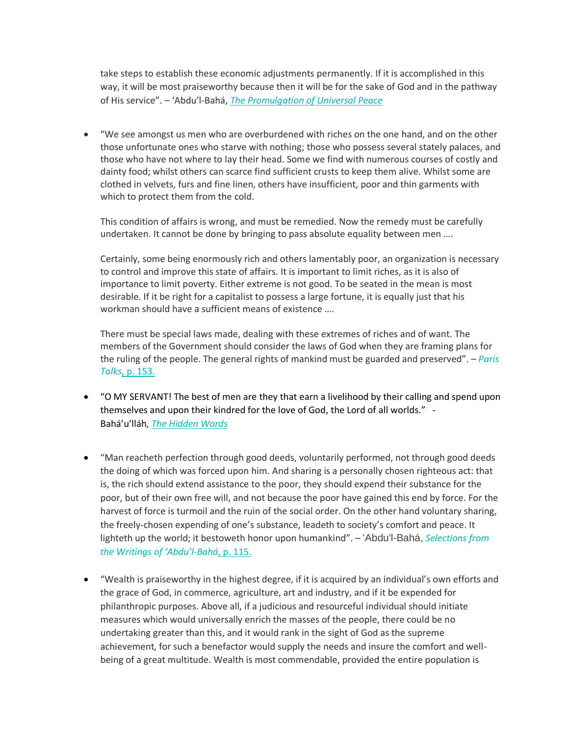take steps to establish these economic adjustments permanently. If it is accomplished in this way, it will be most praiseworthy because then it will be for the sake of God and in the pathway of His service". – 'Abdu'l-Bahá, *The Promulgation of Universal Peace*

- "We see amongst us men who are overburdened with riches on the one hand, and on the other those unfortunate ones who starve with nothing; those who possess several stately palaces, and those who have not where to lay their head. Some we find with numerous courses of costly and dainty food; whilst others can scarce find sufficient crusts to keep them alive. Whilst some are clothed in velvets, furs and fine linen, others have insufficient, poor and thin garments with which to protect them from the cold.

  This condition of affairs is wrong, and must be remedied. Now the remedy must be carefully undertaken. It cannot be done by bringing to pass absolute equality between men ….

  Certainly, some being enormously rich and others lamentably poor, an organization is necessary to control and improve this state of affairs. It is important to limit riches, as it is also of importance to limit poverty. Either extreme is not good. To be seated in the mean is most desirable. If it be right for a capitalist to possess a large fortune, it is equally just that his workman should have a sufficient means of existence ….

  There must be special laws made, dealing with these extremes of riches and of want. The members of the Government should consider the laws of God when they are framing plans for the ruling of the people. The general rights of mankind must be guarded and preserved". – *Paris Talks*, p. 153.

- "O MY SERVANT! The best of men are they that earn a livelihood by their calling and spend upon themselves and upon their kindred for the love of God, the Lord of all worlds." - Bahá'u'lláh, *The Hidden Words*

- "Man reacheth perfection through good deeds, voluntarily performed, not through good deeds the doing of which was forced upon him. And sharing is a personally chosen righteous act: that is, the rich should extend assistance to the poor, they should expend their substance for the poor, but of their own free will, and not because the poor have gained this end by force. For the harvest of force is turmoil and the ruin of the social order. On the other hand voluntary sharing, the freely-chosen expending of one's substance, leadeth to society's comfort and peace. It lighteth up the world; it bestoweth honor upon humankind". – 'Abdu'l-Bahá, *Selections from the Writings of 'Abdu'l-Bahá*, p. 115.

- "Wealth is praiseworthy in the highest degree, if it is acquired by an individual's own efforts and the grace of God, in commerce, agriculture, art and industry, and if it be expended for philanthropic purposes. Above all, if a judicious and resourceful individual should initiate measures which would universally enrich the masses of the people, there could be no undertaking greater than this, and it would rank in the sight of God as the supreme achievement, for such a benefactor would supply the needs and insure the comfort and well-being of a great multitude. Wealth is most commendable, provided the entire population is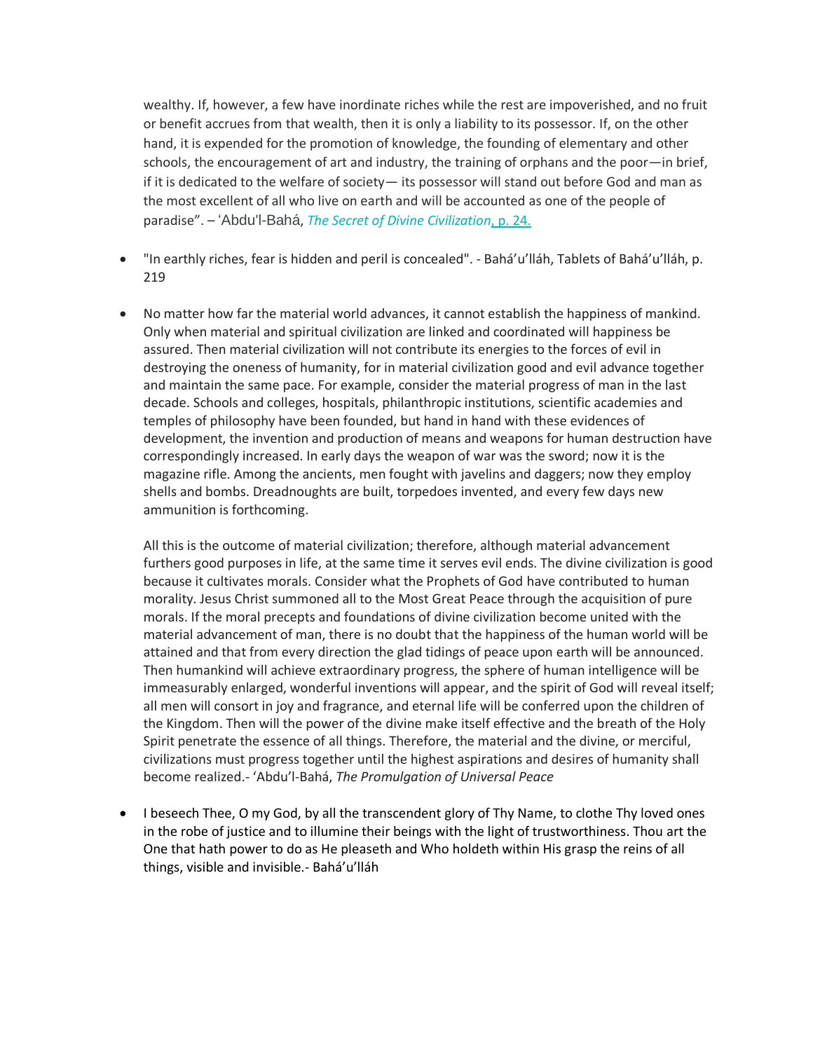wealthy. If, however, a few have inordinate riches while the rest are impoverished, and no fruit or benefit accrues from that wealth, then it is only a liability to its possessor. If, on the other hand, it is expended for the promotion of knowledge, the founding of elementary and other schools, the encouragement of art and industry, the training of orphans and the poor—in brief, if it is dedicated to the welfare of society— its possessor will stand out before God and man as the most excellent of all who live on earth and will be accounted as one of the people of paradise". – ʻAbdu'l-Bahá, *The Secret of Divine Civilization*, p. 24.

- "In earthly riches, fear is hidden and peril is concealed". - Bahá'u'lláh, Tablets of Bahá'u'lláh, p. 219

- No matter how far the material world advances, it cannot establish the happiness of mankind. Only when material and spiritual civilization are linked and coordinated will happiness be assured. Then material civilization will not contribute its energies to the forces of evil in destroying the oneness of humanity, for in material civilization good and evil advance together and maintain the same pace. For example, consider the material progress of man in the last decade. Schools and colleges, hospitals, philanthropic institutions, scientific academies and temples of philosophy have been founded, but hand in hand with these evidences of development, the invention and production of means and weapons for human destruction have correspondingly increased. In early days the weapon of war was the sword; now it is the magazine rifle. Among the ancients, men fought with javelins and daggers; now they employ shells and bombs. Dreadnoughts are built, torpedoes invented, and every few days new ammunition is forthcoming.

  All this is the outcome of material civilization; therefore, although material advancement furthers good purposes in life, at the same time it serves evil ends. The divine civilization is good because it cultivates morals. Consider what the Prophets of God have contributed to human morality. Jesus Christ summoned all to the Most Great Peace through the acquisition of pure morals. If the moral precepts and foundations of divine civilization become united with the material advancement of man, there is no doubt that the happiness of the human world will be attained and that from every direction the glad tidings of peace upon earth will be announced. Then humankind will achieve extraordinary progress, the sphere of human intelligence will be immeasurably enlarged, wonderful inventions will appear, and the spirit of God will reveal itself; all men will consort in joy and fragrance, and eternal life will be conferred upon the children of the Kingdom. Then will the power of the divine make itself effective and the breath of the Holy Spirit penetrate the essence of all things. Therefore, the material and the divine, or merciful, civilizations must progress together until the highest aspirations and desires of humanity shall become realized.- 'Abdu'l-Bahá, *The Promulgation of Universal Peace*

- I beseech Thee, O my God, by all the transcendent glory of Thy Name, to clothe Thy loved ones in the robe of justice and to illumine their beings with the light of trustworthiness. Thou art the One that hath power to do as He pleaseth and Who holdeth within His grasp the reins of all things, visible and invisible.- Bahá'u'lláh